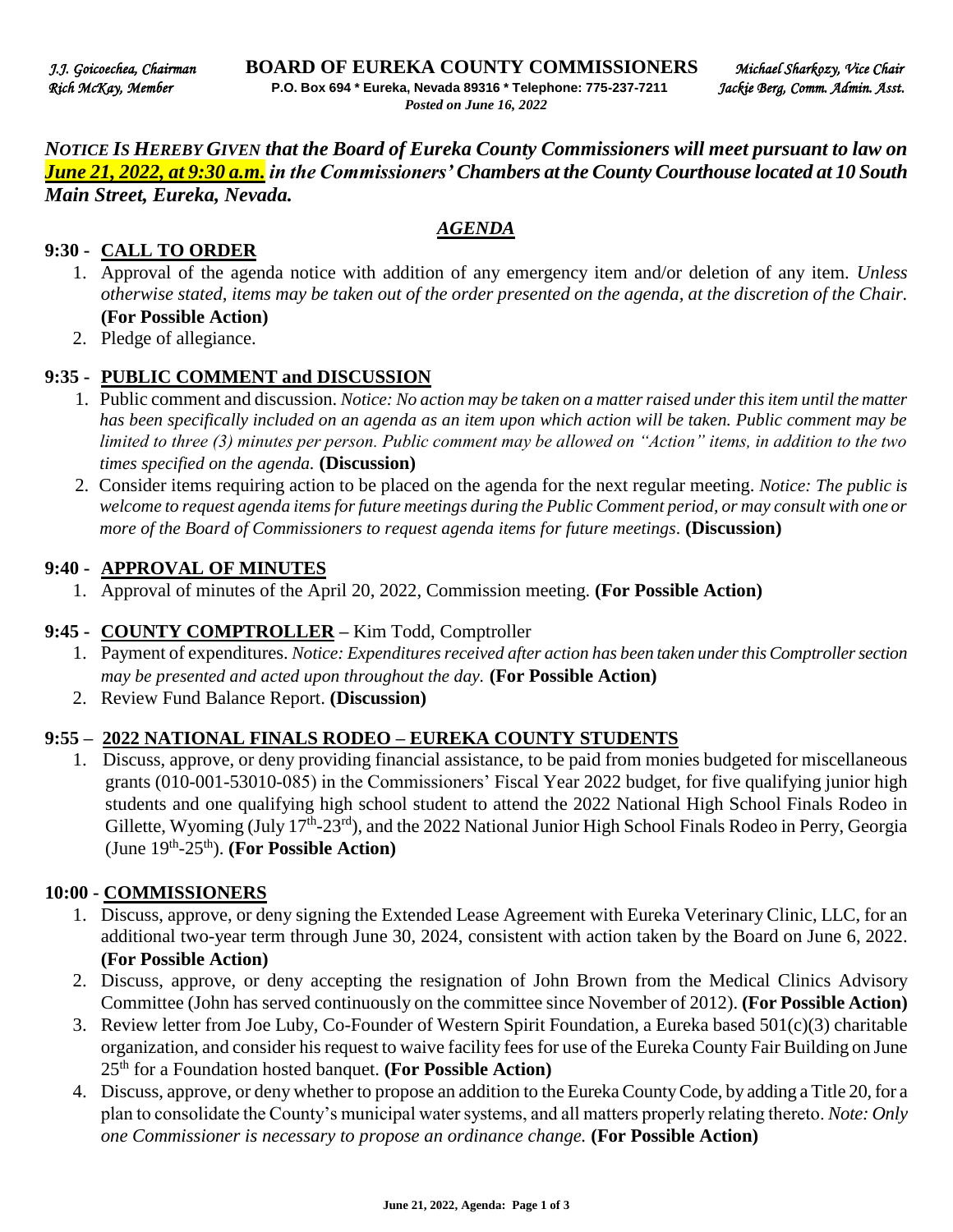*J.J. Goicoechea, Chairman* **BOARD OF EUREKA COUNTY COMMISSIONERS** *Michael Sharkozy, Vice Chair*
*Rich McKay, Member* **P.O. Box 694 * Eureka, Nevada 89316 * Telephone: 775-237-7211** *Jackie Berg, Comm. Admin. Asst.*
*Posted on June 16, 2022*

***NOTICE IS HEREBY GIVEN that the Board of Eureka County Commissioners will meet pursuant to law on June 21, 2022, at 9:30 a.m. in the Commissioners' Chambers at the County Courthouse located at 10 South Main Street, Eureka, Nevada.***

## *AGENDA*

### 9:30 - CALL TO ORDER

1. Approval of the agenda notice with addition of any emergency item and/or deletion of any item. *Unless otherwise stated, items may be taken out of the order presented on the agenda, at the discretion of the Chair.* **(For Possible Action)**
2. Pledge of allegiance.

### 9:35 - PUBLIC COMMENT and DISCUSSION

1. Public comment and discussion. *Notice: No action may be taken on a matter raised under this item until the matter has been specifically included on an agenda as an item upon which action will be taken. Public comment may be limited to three (3) minutes per person. Public comment may be allowed on "Action" items, in addition to the two times specified on the agenda.* **(Discussion)**
2. Consider items requiring action to be placed on the agenda for the next regular meeting. *Notice: The public is welcome to request agenda items for future meetings during the Public Comment period, or may consult with one or more of the Board of Commissioners to request agenda items for future meetings.* **(Discussion)**

### 9:40 - APPROVAL OF MINUTES

1. Approval of minutes of the April 20, 2022, Commission meeting. **(For Possible Action)**

### 9:45 - COUNTY COMPTROLLER – Kim Todd, Comptroller

1. Payment of expenditures. *Notice: Expenditures received after action has been taken under this Comptroller section may be presented and acted upon throughout the day.* **(For Possible Action)**
2. Review Fund Balance Report. **(Discussion)**

### 9:55 – 2022 NATIONAL FINALS RODEO – EUREKA COUNTY STUDENTS

1. Discuss, approve, or deny providing financial assistance, to be paid from monies budgeted for miscellaneous grants (010-001-53010-085) in the Commissioners' Fiscal Year 2022 budget, for five qualifying junior high students and one qualifying high school student to attend the 2022 National High School Finals Rodeo in Gillette, Wyoming (July 17th-23rd), and the 2022 National Junior High School Finals Rodeo in Perry, Georgia (June 19th-25th). **(For Possible Action)**

### 10:00 - COMMISSIONERS

1. Discuss, approve, or deny signing the Extended Lease Agreement with Eureka Veterinary Clinic, LLC, for an additional two-year term through June 30, 2024, consistent with action taken by the Board on June 6, 2022. **(For Possible Action)**
2. Discuss, approve, or deny accepting the resignation of John Brown from the Medical Clinics Advisory Committee (John has served continuously on the committee since November of 2012). **(For Possible Action)**
3. Review letter from Joe Luby, Co-Founder of Western Spirit Foundation, a Eureka based 501(c)(3) charitable organization, and consider his request to waive facility fees for use of the Eureka County Fair Building on June 25th for a Foundation hosted banquet. **(For Possible Action)**
4. Discuss, approve, or deny whether to propose an addition to the Eureka County Code, by adding a Title 20, for a plan to consolidate the County's municipal water systems, and all matters properly relating thereto. *Note: Only one Commissioner is necessary to propose an ordinance change.* **(For Possible Action)**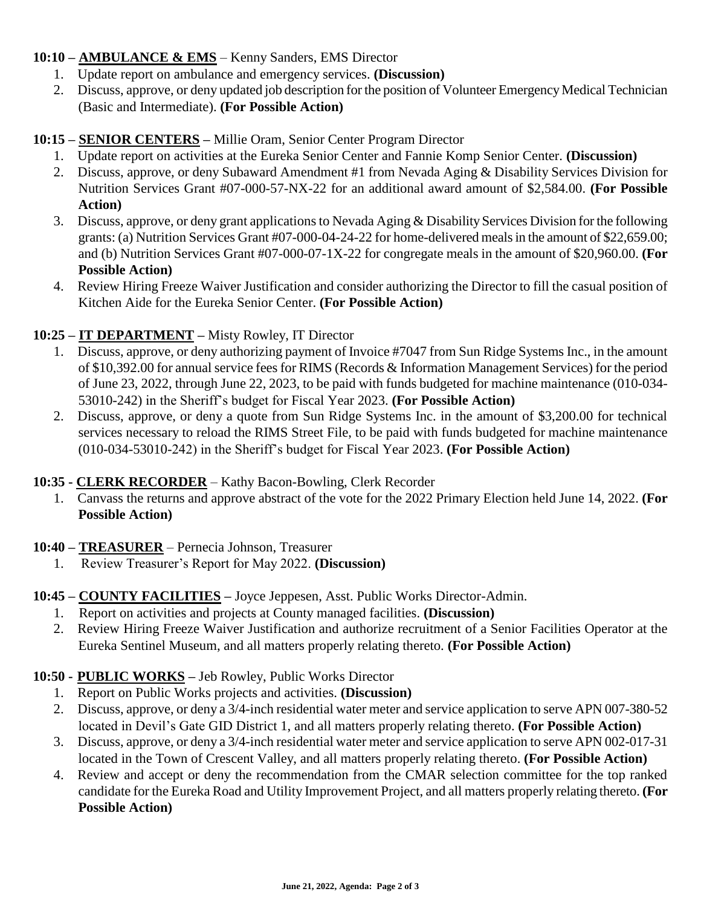**10:10 – AMBULANCE & EMS** – Kenny Sanders, EMS Director

1. Update report on ambulance and emergency services. **(Discussion)**
2. Discuss, approve, or deny updated job description for the position of Volunteer Emergency Medical Technician (Basic and Intermediate). **(For Possible Action)**

**10:15 – SENIOR CENTERS –** Millie Oram, Senior Center Program Director

1. Update report on activities at the Eureka Senior Center and Fannie Komp Senior Center. **(Discussion)**
2. Discuss, approve, or deny Subaward Amendment #1 from Nevada Aging & Disability Services Division for Nutrition Services Grant #07-000-57-NX-22 for an additional award amount of $2,584.00. **(For Possible Action)**
3. Discuss, approve, or deny grant applications to Nevada Aging & Disability Services Division for the following grants: (a) Nutrition Services Grant #07-000-04-24-22 for home-delivered meals in the amount of $22,659.00; and (b) Nutrition Services Grant #07-000-07-1X-22 for congregate meals in the amount of $20,960.00. **(For Possible Action)**
4. Review Hiring Freeze Waiver Justification and consider authorizing the Director to fill the casual position of Kitchen Aide for the Eureka Senior Center. **(For Possible Action)**

**10:25 – IT DEPARTMENT –** Misty Rowley, IT Director

1. Discuss, approve, or deny authorizing payment of Invoice #7047 from Sun Ridge Systems Inc., in the amount of $10,392.00 for annual service fees for RIMS (Records & Information Management Services) for the period of June 23, 2022, through June 22, 2023, to be paid with funds budgeted for machine maintenance (010-034-53010-242) in the Sheriff's budget for Fiscal Year 2023. **(For Possible Action)**
2. Discuss, approve, or deny a quote from Sun Ridge Systems Inc. in the amount of $3,200.00 for technical services necessary to reload the RIMS Street File, to be paid with funds budgeted for machine maintenance (010-034-53010-242) in the Sheriff's budget for Fiscal Year 2023. **(For Possible Action)**

**10:35 - CLERK RECORDER** – Kathy Bacon-Bowling, Clerk Recorder

1. Canvass the returns and approve abstract of the vote for the 2022 Primary Election held June 14, 2022. **(For Possible Action)**

**10:40 – TREASURER** – Pernecia Johnson, Treasurer

1. Review Treasurer's Report for May 2022. **(Discussion)**

**10:45 – COUNTY FACILITIES –** Joyce Jeppesen, Asst. Public Works Director-Admin.

1. Report on activities and projects at County managed facilities. **(Discussion)**
2. Review Hiring Freeze Waiver Justification and authorize recruitment of a Senior Facilities Operator at the Eureka Sentinel Museum, and all matters properly relating thereto. **(For Possible Action)**

**10:50 - PUBLIC WORKS –** Jeb Rowley, Public Works Director

1. Report on Public Works projects and activities. **(Discussion)**
2. Discuss, approve, or deny a 3/4-inch residential water meter and service application to serve APN 007-380-52 located in Devil's Gate GID District 1, and all matters properly relating thereto. **(For Possible Action)**
3. Discuss, approve, or deny a 3/4-inch residential water meter and service application to serve APN 002-017-31 located in the Town of Crescent Valley, and all matters properly relating thereto. **(For Possible Action)**
4. Review and accept or deny the recommendation from the CMAR selection committee for the top ranked candidate for the Eureka Road and Utility Improvement Project, and all matters properly relating thereto. **(For Possible Action)**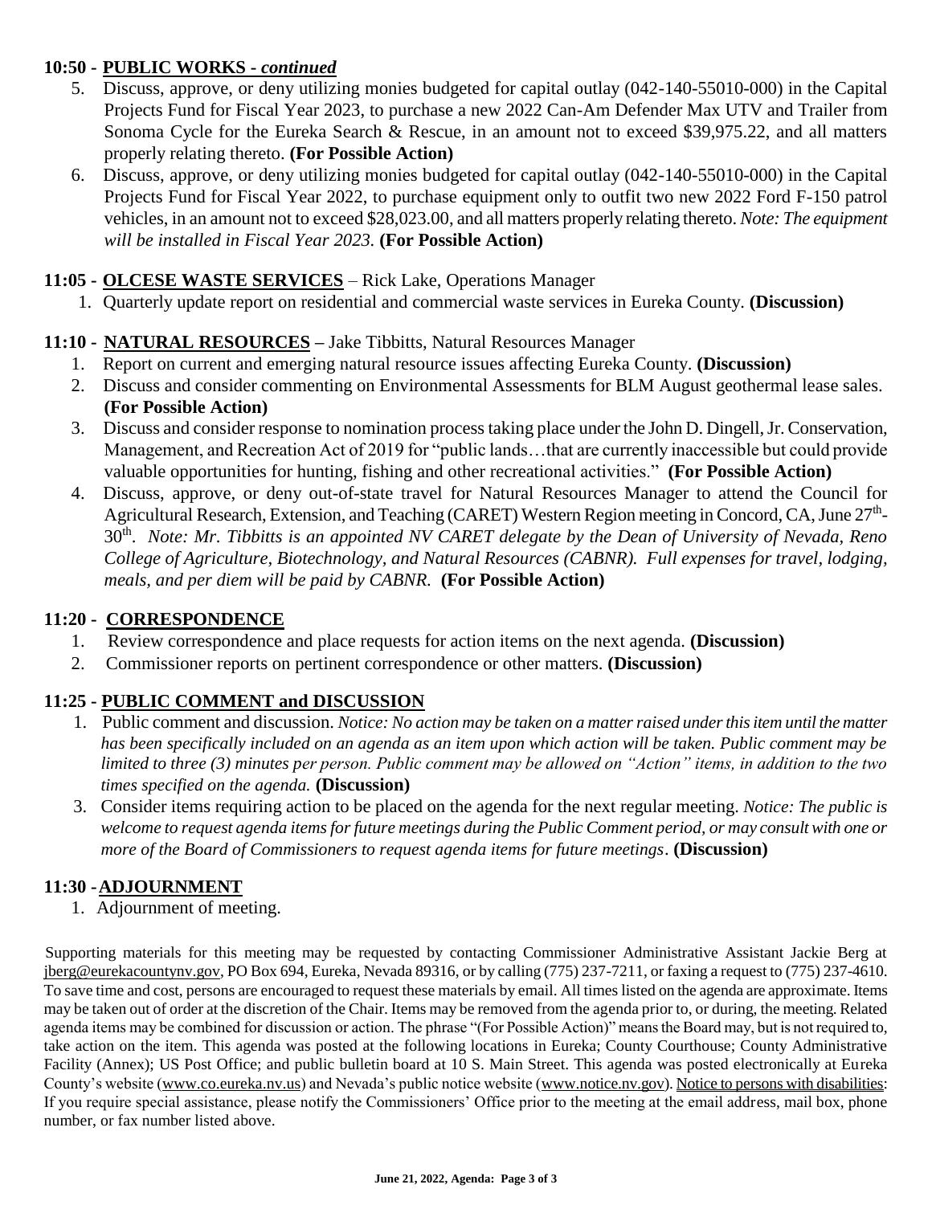**10:50 - PUBLIC WORKS - *continued***

5. Discuss, approve, or deny utilizing monies budgeted for capital outlay (042-140-55010-000) in the Capital Projects Fund for Fiscal Year 2023, to purchase a new 2022 Can-Am Defender Max UTV and Trailer from Sonoma Cycle for the Eureka Search & Rescue, in an amount not to exceed $39,975.22, and all matters properly relating thereto. **(For Possible Action)**
6. Discuss, approve, or deny utilizing monies budgeted for capital outlay (042-140-55010-000) in the Capital Projects Fund for Fiscal Year 2022, to purchase equipment only to outfit two new 2022 Ford F-150 patrol vehicles, in an amount not to exceed $28,023.00, and all matters properly relating thereto. *Note: The equipment will be installed in Fiscal Year 2023.* **(For Possible Action)**

**11:05 - OLCESE WASTE SERVICES** – Rick Lake, Operations Manager

1. Quarterly update report on residential and commercial waste services in Eureka County. **(Discussion)**

**11:10 - NATURAL RESOURCES** – Jake Tibbitts, Natural Resources Manager

1. Report on current and emerging natural resource issues affecting Eureka County. **(Discussion)**
2. Discuss and consider commenting on Environmental Assessments for BLM August geothermal lease sales. **(For Possible Action)**
3. Discuss and consider response to nomination process taking place under the John D. Dingell, Jr. Conservation, Management, and Recreation Act of 2019 for "public lands…that are currently inaccessible but could provide valuable opportunities for hunting, fishing and other recreational activities." **(For Possible Action)**
4. Discuss, approve, or deny out-of-state travel for Natural Resources Manager to attend the Council for Agricultural Research, Extension, and Teaching (CARET) Western Region meeting in Concord, CA, June 27th-30th. *Note: Mr. Tibbitts is an appointed NV CARET delegate by the Dean of University of Nevada, Reno College of Agriculture, Biotechnology, and Natural Resources (CABNR). Full expenses for travel, lodging, meals, and per diem will be paid by CABNR.* **(For Possible Action)**

**11:20 - CORRESPONDENCE**

1. Review correspondence and place requests for action items on the next agenda. **(Discussion)**
2. Commissioner reports on pertinent correspondence or other matters. **(Discussion)**

**11:25 - PUBLIC COMMENT and DISCUSSION**

1. Public comment and discussion. *Notice: No action may be taken on a matter raised under this item until the matter has been specifically included on an agenda as an item upon which action will be taken. Public comment may be limited to three (3) minutes per person. Public comment may be allowed on "Action" items, in addition to the two times specified on the agenda.* **(Discussion)**

3. Consider items requiring action to be placed on the agenda for the next regular meeting. *Notice: The public is welcome to request agenda items for future meetings during the Public Comment period, or may consult with one or more of the Board of Commissioners to request agenda items for future meetings*. **(Discussion)**

**11:30 - ADJOURNMENT**

1. Adjournment of meeting.

Supporting materials for this meeting may be requested by contacting Commissioner Administrative Assistant Jackie Berg at jberg@eurekacountynv.gov, PO Box 694, Eureka, Nevada 89316, or by calling (775) 237-7211, or faxing a request to (775) 237-4610. To save time and cost, persons are encouraged to request these materials by email. All times listed on the agenda are approximate. Items may be taken out of order at the discretion of the Chair. Items may be removed from the agenda prior to, or during, the meeting. Related agenda items may be combined for discussion or action. The phrase "(For Possible Action)" means the Board may, but is not required to, take action on the item. This agenda was posted at the following locations in Eureka; County Courthouse; County Administrative Facility (Annex); US Post Office; and public bulletin board at 10 S. Main Street. This agenda was posted electronically at Eureka County's website (www.co.eureka.nv.us) and Nevada's public notice website (www.notice.nv.gov). Notice to persons with disabilities: If you require special assistance, please notify the Commissioners' Office prior to the meeting at the email address, mail box, phone number, or fax number listed above.